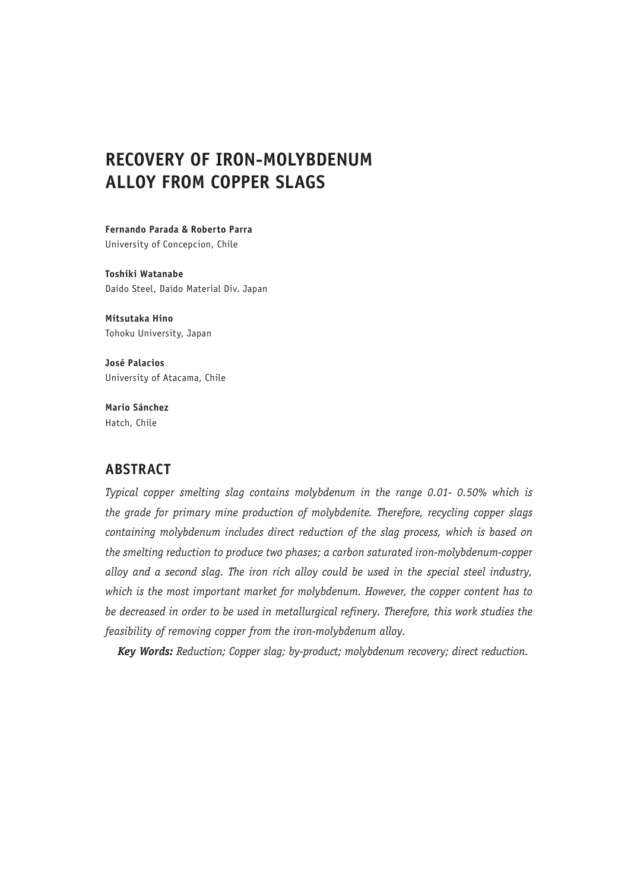# RECOVERY OF IRON-MOLYBDENUM ALLOY FROM COPPER SLAGS

**Fernando Parada & Roberto Parra**
University of Concepcion, Chile

**Toshiki Watanabe**
Daido Steel, Daido Material Div. Japan

**Mitsutaka Hino**
Tohoku University, Japan

**José Palacios**
University of Atacama, Chile

**Mario Sánchez**
Hatch, Chile

## ABSTRACT

*Typical copper smelting slag contains molybdenum in the range 0.01- 0.50% which is the grade for primary mine production of molybdenite. Therefore, recycling copper slags containing molybdenum includes direct reduction of the slag process, which is based on the smelting reduction to produce two phases; a carbon saturated iron-molybdenum-copper alloy and a second slag. The iron rich alloy could be used in the special steel industry, which is the most important market for molybdenum. However, the copper content has to be decreased in order to be used in metallurgical refinery. Therefore, this work studies the feasibility of removing copper from the iron-molybdenum alloy.*

***Key Words:*** *Reduction; Copper slag; by-product; molybdenum recovery; direct reduction.*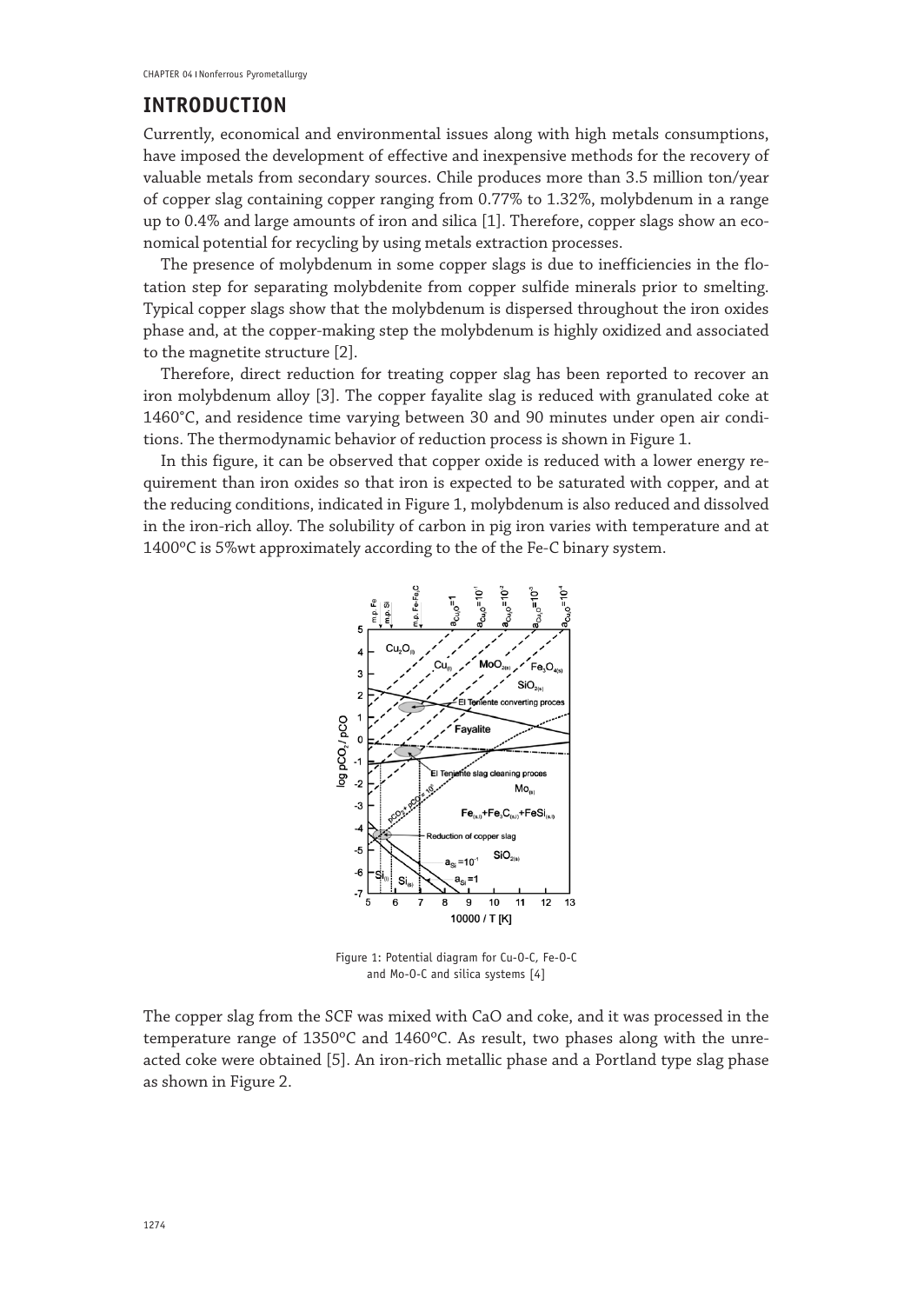## INTRODUCTION

Currently, economical and environmental issues along with high metals consumptions, have imposed the development of effective and inexpensive methods for the recovery of valuable metals from secondary sources. Chile produces more than 3.5 million ton/year of copper slag containing copper ranging from 0.77% to 1.32%, molybdenum in a range up to 0.4% and large amounts of iron and silica [1]. Therefore, copper slags show an economical potential for recycling by using metals extraction processes.

The presence of molybdenum in some copper slags is due to inefficiencies in the flotation step for separating molybdenite from copper sulfide minerals prior to smelting. Typical copper slags show that the molybdenum is dispersed throughout the iron oxides phase and, at the copper-making step the molybdenum is highly oxidized and associated to the magnetite structure [2].

Therefore, direct reduction for treating copper slag has been reported to recover an iron molybdenum alloy [3]. The copper fayalite slag is reduced with granulated coke at 1460°C, and residence time varying between 30 and 90 minutes under open air conditions. The thermodynamic behavior of reduction process is shown in Figure 1.

In this figure, it can be observed that copper oxide is reduced with a lower energy requirement than iron oxides so that iron is expected to be saturated with copper, and at the reducing conditions, indicated in Figure 1, molybdenum is also reduced and dissolved in the iron-rich alloy. The solubility of carbon in pig iron varies with temperature and at 1400ºC is 5%wt approximately according to the of the Fe-C binary system.

Figure 1: Potential diagram for Cu-O-C, Fe-O-C and Mo-O-C and silica systems [4]

The copper slag from the SCF was mixed with CaO and coke, and it was processed in the temperature range of 1350ºC and 1460ºC. As result, two phases along with the unreacted coke were obtained [5]. An iron-rich metallic phase and a Portland type slag phase as shown in Figure 2.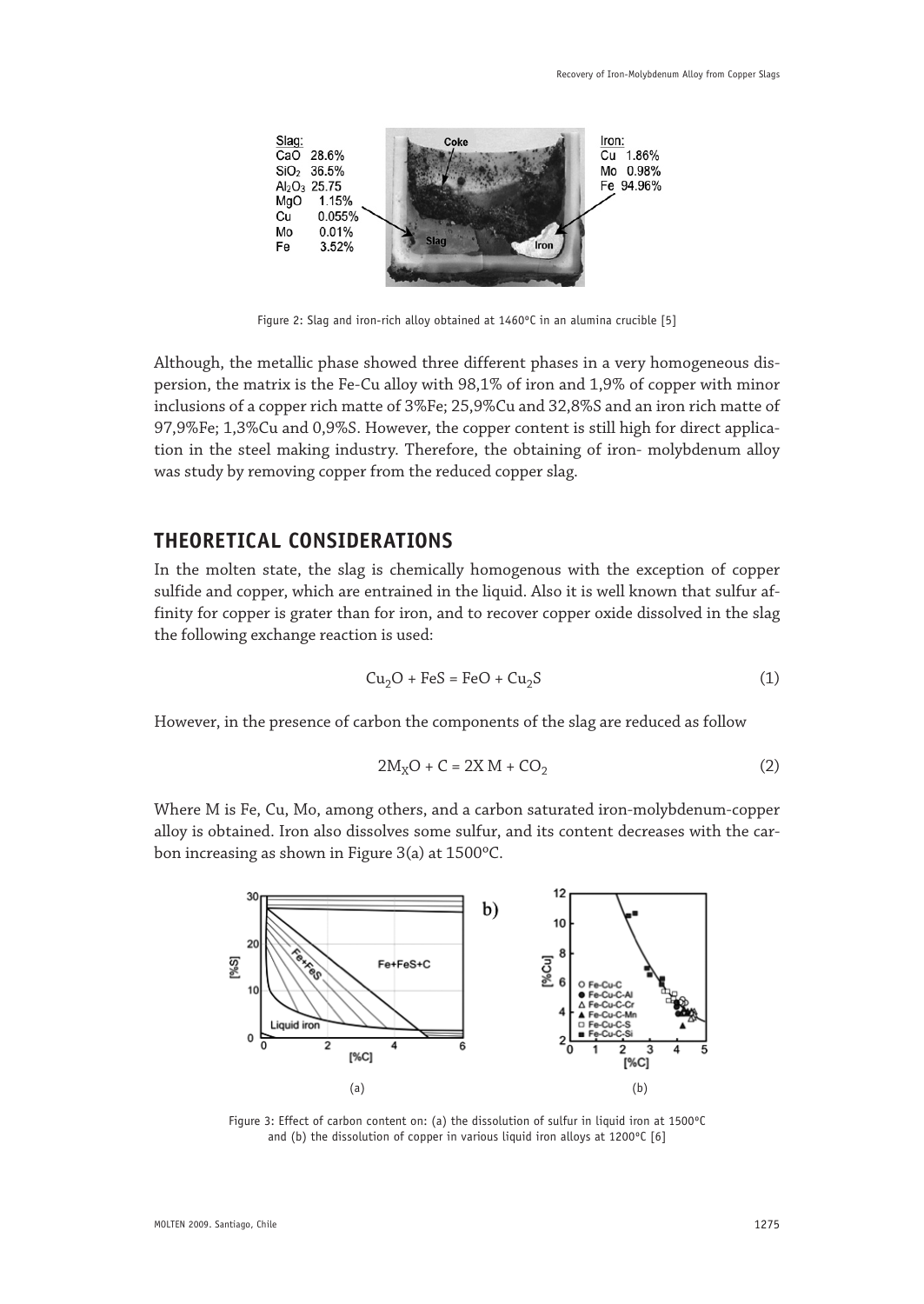Figure 2: Slag and iron-rich alloy obtained at 1460ºC in an alumina crucible [5]

Although, the metallic phase showed three different phases in a very homogeneous dispersion, the matrix is the Fe-Cu alloy with 98,1% of iron and 1,9% of copper with minor inclusions of a copper rich matte of 3%Fe; 25,9%Cu and 32,8%S and an iron rich matte of 97,9%Fe; 1,3%Cu and 0,9%S. However, the copper content is still high for direct application in the steel making industry. Therefore, the obtaining of iron- molybdenum alloy was study by removing copper from the reduced copper slag.

## THEORETICAL CONSIDERATIONS

In the molten state, the slag is chemically homogenous with the exception of copper sulfide and copper, which are entrained in the liquid. Also it is well known that sulfur affinity for copper is grater than for iron, and to recover copper oxide dissolved in the slag the following exchange reaction is used:

$$Cu_2O + FeS = FeO + Cu_2S \tag{1}$$

However, in the presence of carbon the components of the slag are reduced as follow

$$2M_XO + C = 2X\,M + CO_2 \tag{2}$$

Where M is Fe, Cu, Mo, among others, and a carbon saturated iron-molybdenum-copper alloy is obtained. Iron also dissolves some sulfur, and its content decreases with the carbon increasing as shown in Figure 3(a) at 1500ºC.

Figure 3: Effect of carbon content on: (a) the dissolution of sulfur in liquid iron at 1500ºC and (b) the dissolution of copper in various liquid iron alloys at 1200ºC [6]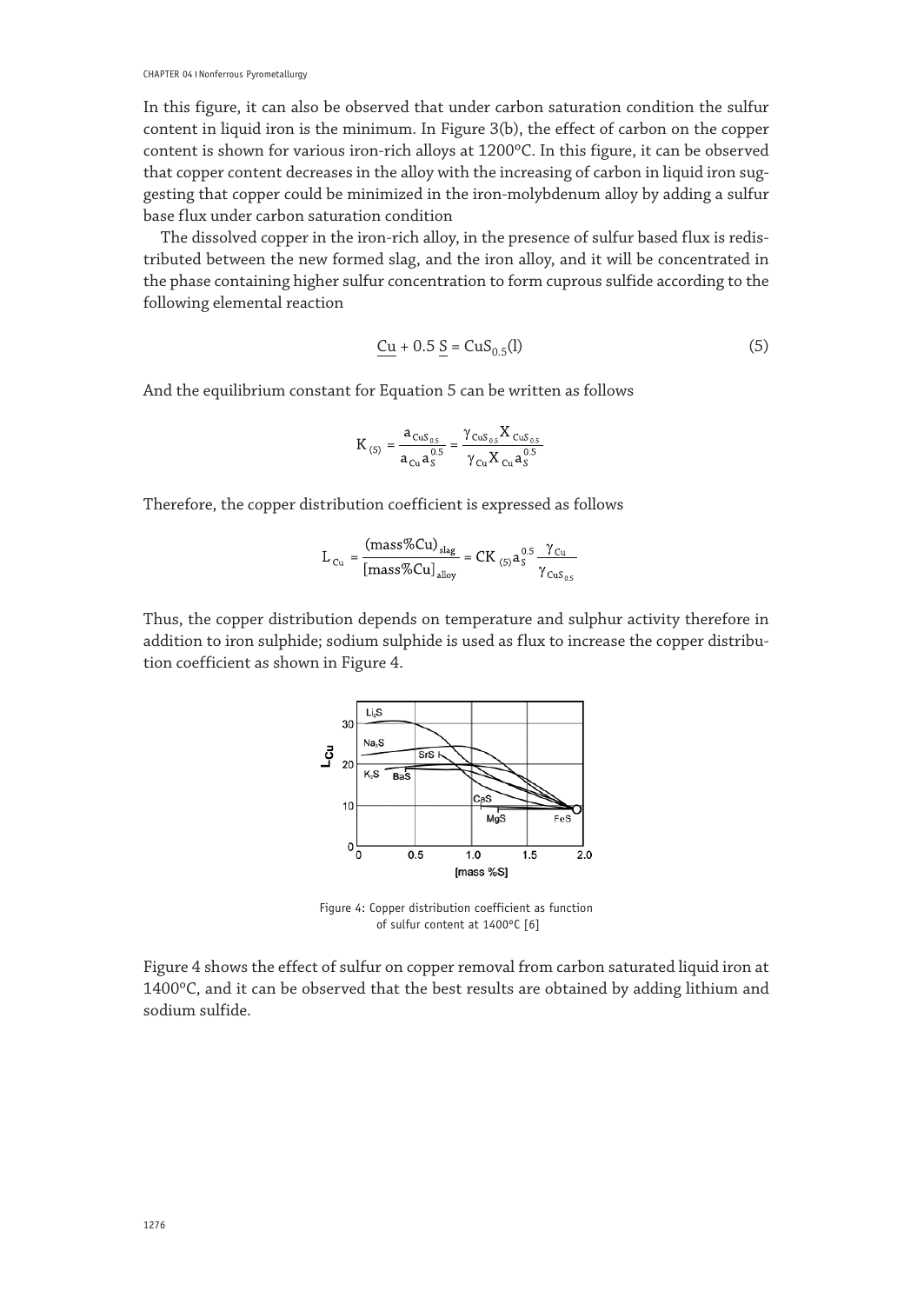In this figure, it can also be observed that under carbon saturation condition the sulfur content in liquid iron is the minimum. In Figure 3(b), the effect of carbon on the copper content is shown for various iron-rich alloys at 1200ºC. In this figure, it can be observed that copper content decreases in the alloy with the increasing of carbon in liquid iron suggesting that copper could be minimized in the iron-molybdenum alloy by adding a sulfur base flux under carbon saturation condition

The dissolved copper in the iron-rich alloy, in the presence of sulfur based flux is redistributed between the new formed slag, and the iron alloy, and it will be concentrated in the phase containing higher sulfur concentration to form cuprous sulfide according to the following elemental reaction

$$\underline{Cu} + 0.5\,\underline{S} = CuS_{0.5}(l) \tag{5}$$

And the equilibrium constant for Equation 5 can be written as follows

$$K_{(5)} = \frac{a_{CuS_{0.5}}}{a_{Cu}a_S^{0.5}} = \frac{\gamma_{CuS_{0.5}}X_{CuS_{0.5}}}{\gamma_{Cu}X_{Cu}a_S^{0.5}}$$

Therefore, the copper distribution coefficient is expressed as follows

$$L_{Cu} = \frac{(\text{mass\%Cu})_{slag}}{[\text{mass\%Cu}]_{alloy}} = CK_{(5)}a_S^{0.5}\frac{\gamma_{Cu}}{\gamma_{CuS_{0.5}}}$$

Thus, the copper distribution depends on temperature and sulphur activity therefore in addition to iron sulphide; sodium sulphide is used as flux to increase the copper distribution coefficient as shown in Figure 4.

Figure 4: Copper distribution coefficient as function of sulfur content at 1400ºC [6]

Figure 4 shows the effect of sulfur on copper removal from carbon saturated liquid iron at 1400ºC, and it can be observed that the best results are obtained by adding lithium and sodium sulfide.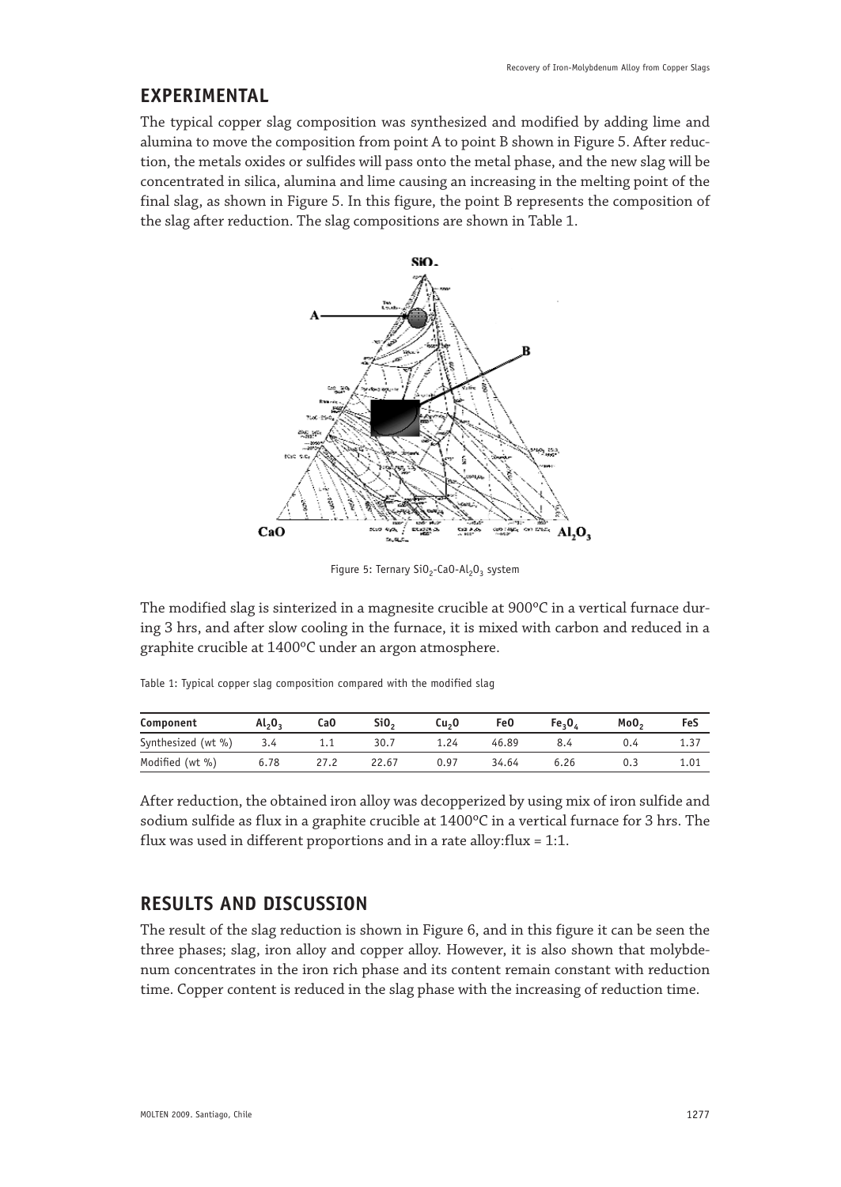## EXPERIMENTAL

The typical copper slag composition was synthesized and modified by adding lime and alumina to move the composition from point A to point B shown in Figure 5. After reduction, the metals oxides or sulfides will pass onto the metal phase, and the new slag will be concentrated in silica, alumina and lime causing an increasing in the melting point of the final slag, as shown in Figure 5. In this figure, the point B represents the composition of the slag after reduction. The slag compositions are shown in Table 1.

Figure 5: Ternary $SiO_2$-CaO-$Al_2O_3$ system

The modified slag is sinterized in a magnesite crucible at 900ºC in a vertical furnace during 3 hrs, and after slow cooling in the furnace, it is mixed with carbon and reduced in a graphite crucible at 1400ºC under an argon atmosphere.

Table 1: Typical copper slag composition compared with the modified slag

| Component | $Al_2O_3$ | CaO | $SiO_2$ | $Cu_2O$ | FeO | $Fe_3O_4$ | $MoO_2$ | FeS |
|---|---|---|---|---|---|---|---|---|
| Synthesized (wt %) | 3.4 | 1.1 | 30.7 | 1.24 | 46.89 | 8.4 | 0.4 | 1.37 |
| Modified (wt %) | 6.78 | 27.2 | 22.67 | 0.97 | 34.64 | 6.26 | 0.3 | 1.01 |

After reduction, the obtained iron alloy was decopperized by using mix of iron sulfide and sodium sulfide as flux in a graphite crucible at 1400ºC in a vertical furnace for 3 hrs. The flux was used in different proportions and in a rate alloy:flux = 1:1.

## RESULTS AND DISCUSSION

The result of the slag reduction is shown in Figure 6, and in this figure it can be seen the three phases; slag, iron alloy and copper alloy. However, it is also shown that molybdenum concentrates in the iron rich phase and its content remain constant with reduction time. Copper content is reduced in the slag phase with the increasing of reduction time.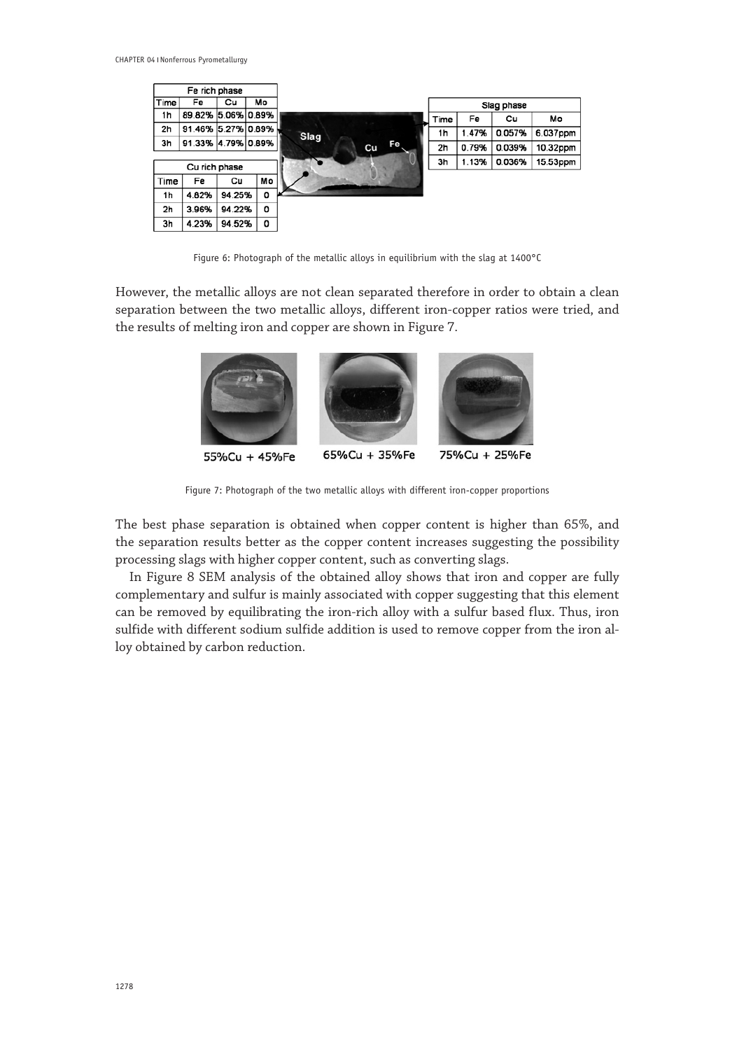| Fe rich phase | | | |
|---|---|---|---|
| Time | Fe | Cu | Mo |
| 1h | 89.82% | 5.06% | 0.89% |
| 2h | 91.46% | 5.27% | 0.89% |
| 3h | 91.33% | 4.79% | 0.89% |

| Cu rich phase | | | |
|---|---|---|---|
| Time | Fe | Cu | Mo |
| 1h | 4.82% | 94.25% | 0 |
| 2h | 3.96% | 94.22% | 0 |
| 3h | 4.23% | 94.52% | 0 |

| Slag phase | | | |
|---|---|---|---|
| Time | Fe | Cu | Mo |
| 1h | 1.47% | 0.057% | 6.037ppm |
| 2h | 0.79% | 0.039% | 10.32ppm |
| 3h | 1.13% | 0.036% | 15.53ppm |

Figure 6: Photograph of the metallic alloys in equilibrium with the slag at 1400°C

However, the metallic alloys are not clean separated therefore in order to obtain a clean separation between the two metallic alloys, different iron-copper ratios were tried, and the results of melting iron and copper are shown in Figure 7.

55%Cu + 45%Fe    65%Cu + 35%Fe    75%Cu + 25%Fe

Figure 7: Photograph of the two metallic alloys with different iron-copper proportions

The best phase separation is obtained when copper content is higher than 65%, and the separation results better as the copper content increases suggesting the possibility processing slags with higher copper content, such as converting slags.

In Figure 8 SEM analysis of the obtained alloy shows that iron and copper are fully complementary and sulfur is mainly associated with copper suggesting that this element can be removed by equilibrating the iron-rich alloy with a sulfur based flux. Thus, iron sulfide with different sodium sulfide addition is used to remove copper from the iron alloy obtained by carbon reduction.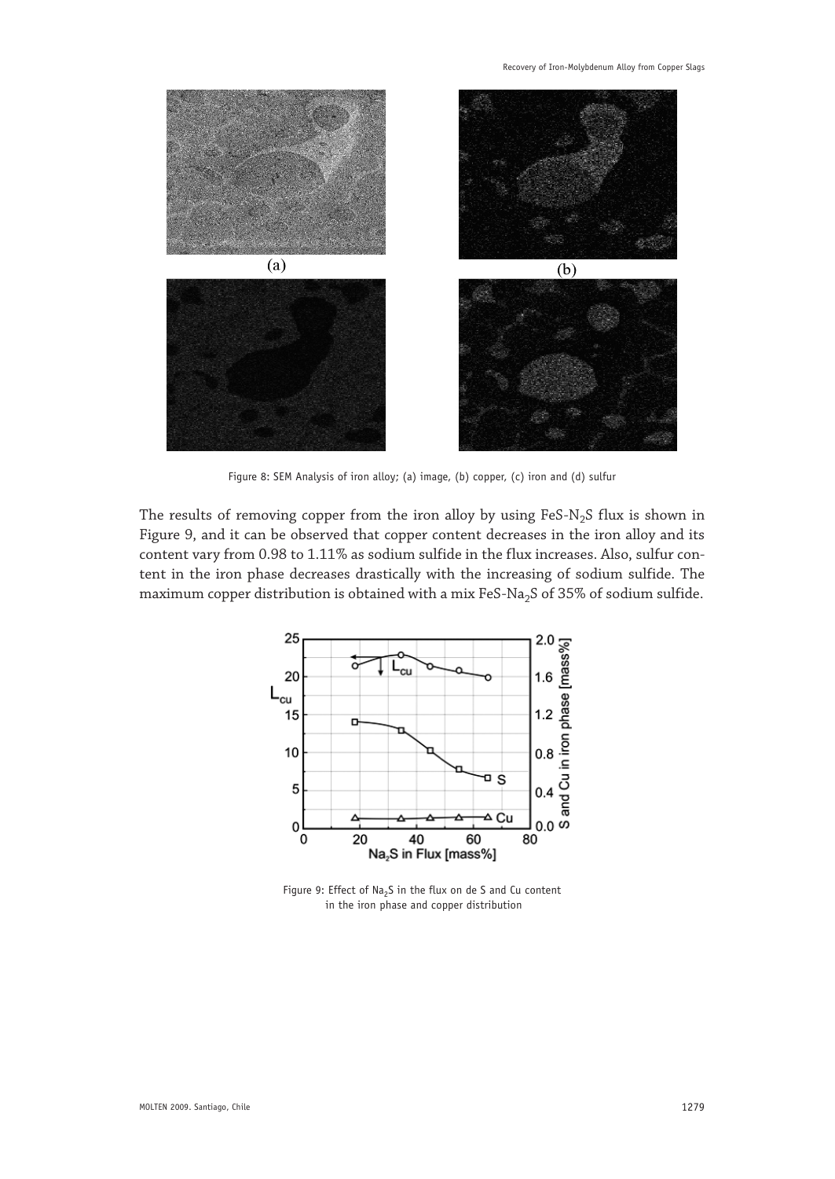Figure 8: SEM Analysis of iron alloy; (a) image, (b) copper, (c) iron and (d) sulfur

The results of removing copper from the iron alloy by using FeS-$N_2S$ flux is shown in Figure 9, and it can be observed that copper content decreases in the iron alloy and its content vary from 0.98 to 1.11% as sodium sulfide in the flux increases. Also, sulfur content in the iron phase decreases drastically with the increasing of sodium sulfide. The maximum copper distribution is obtained with a mix FeS-$Na_2S$ of 35% of sodium sulfide.

Figure 9: Effect of $Na_2S$ in the flux on de S and Cu content in the iron phase and copper distribution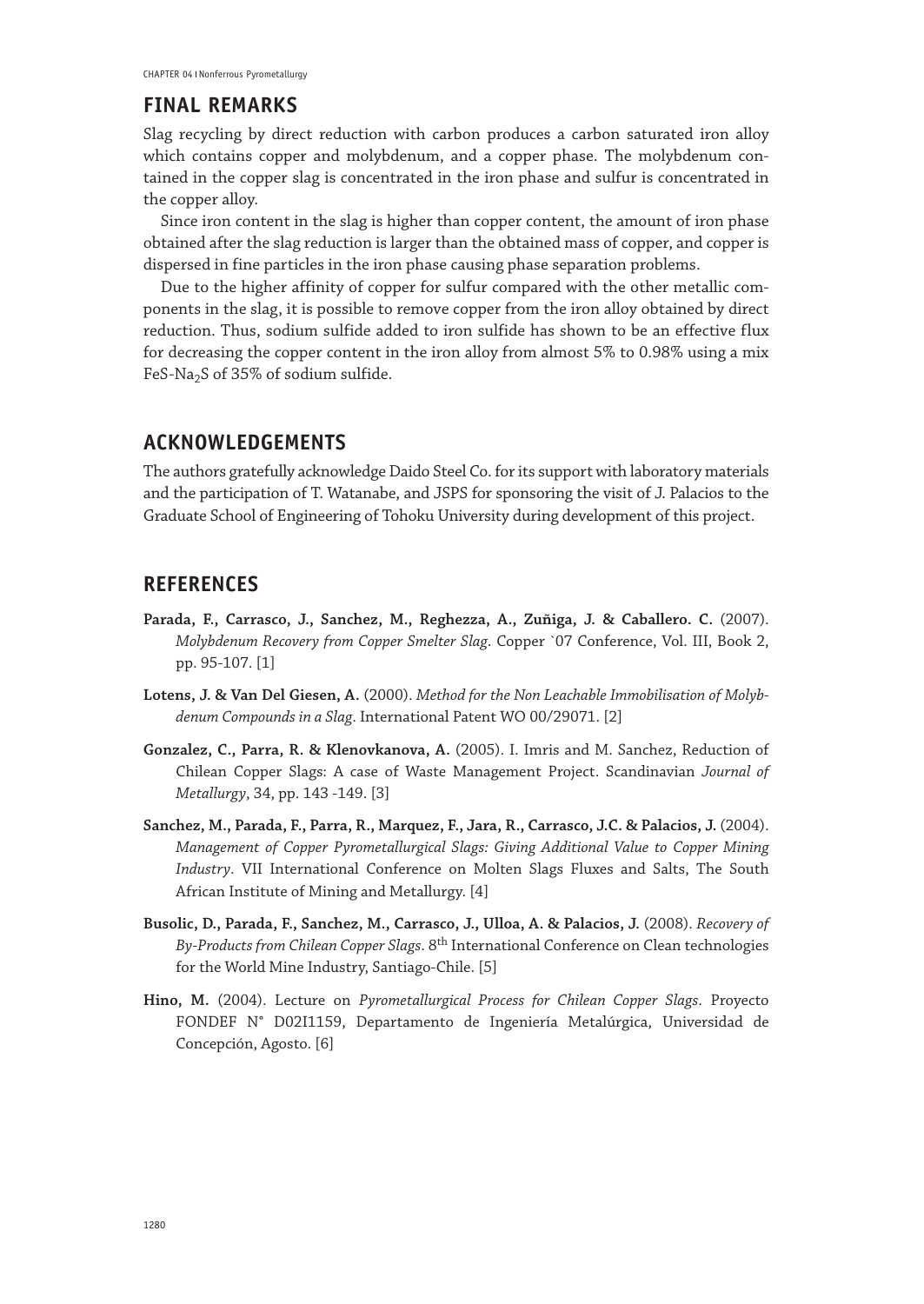## FINAL REMARKS

Slag recycling by direct reduction with carbon produces a carbon saturated iron alloy which contains copper and molybdenum, and a copper phase. The molybdenum contained in the copper slag is concentrated in the iron phase and sulfur is concentrated in the copper alloy.

Since iron content in the slag is higher than copper content, the amount of iron phase obtained after the slag reduction is larger than the obtained mass of copper, and copper is dispersed in fine particles in the iron phase causing phase separation problems.

Due to the higher affinity of copper for sulfur compared with the other metallic components in the slag, it is possible to remove copper from the iron alloy obtained by direct reduction. Thus, sodium sulfide added to iron sulfide has shown to be an effective flux for decreasing the copper content in the iron alloy from almost 5% to 0.98% using a mix $FeS$-$Na_2S$ of 35% of sodium sulfide.

## ACKNOWLEDGEMENTS

The authors gratefully acknowledge Daido Steel Co. for its support with laboratory materials and the participation of T. Watanabe, and JSPS for sponsoring the visit of J. Palacios to the Graduate School of Engineering of Tohoku University during development of this project.

## REFERENCES

**Parada, F., Carrasco, J., Sanchez, M., Reghezza, A., Zuñiga, J. & Caballero. C.** (2007). *Molybdenum Recovery from Copper Smelter Slag*. Copper `07 Conference, Vol. III, Book 2, pp. 95-107. [1]

**Lotens, J. & Van Del Giesen, A.** (2000). *Method for the Non Leachable Immobilisation of Molybdenum Compounds in a Slag*. International Patent WO 00/29071. [2]

**Gonzalez, C., Parra, R. & Klenovkanova, A.** (2005). I. Imris and M. Sanchez, Reduction of Chilean Copper Slags: A case of Waste Management Project. Scandinavian *Journal of Metallurgy*, 34, pp. 143 -149. [3]

**Sanchez, M., Parada, F., Parra, R., Marquez, F., Jara, R., Carrasco, J.C. & Palacios, J.** (2004). *Management of Copper Pyrometallurgical Slags: Giving Additional Value to Copper Mining Industry*. VII International Conference on Molten Slags Fluxes and Salts, The South African Institute of Mining and Metallurgy. [4]

**Busolic, D., Parada, F., Sanchez, M., Carrasco, J., Ulloa, A. & Palacios, J.** (2008). *Recovery of By-Products from Chilean Copper Slags*. 8$^{th}$ International Conference on Clean technologies for the World Mine Industry, Santiago-Chile. [5]

**Hino, M.** (2004). Lecture on *Pyrometallurgical Process for Chilean Copper Slags*. Proyecto FONDEF N° D02I1159, Departamento de Ingeniería Metalúrgica, Universidad de Concepción, Agosto. [6]